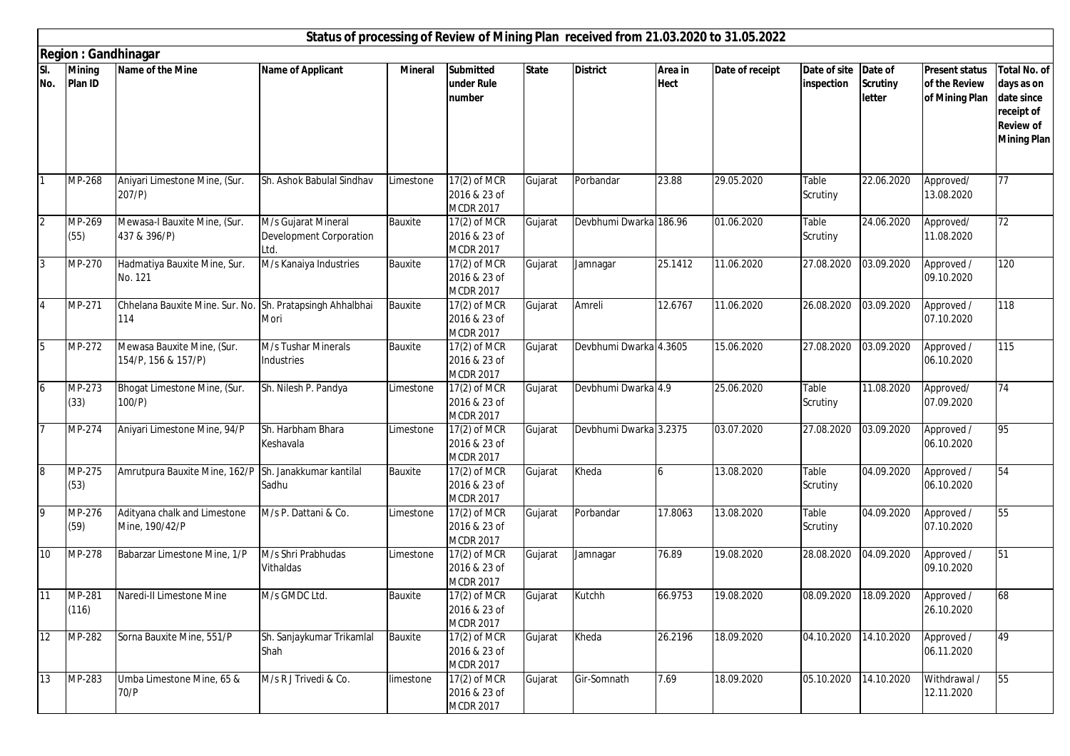# Status of processing of Review of Mining Plan received from 21.03.2020 to 31.05.2022

## Region : Gandhinagar

| Sl. No. | Mining Plan ID | Name of the Mine | Name of Applicant | Mineral | Submitted under Rule number | State | District | Area in Hect | Date of receipt | Date of site inspection | Date of Scrutiny letter | Present status of the Review of Mining Plan | Total No. of days as on date since receipt of Review of Mining Plan |
|---|---|---|---|---|---|---|---|---|---|---|---|---|---|
| 1 | MP-268 | Aniyari Limestone Mine, (Sur. 207/P) | Sh. Ashok Babulal Sindhav | Limestone | 17(2) of MCR 2016 & 23 of MCDR 2017 | Gujarat | Porbandar | 23.88 | 29.05.2020 | Table Scrutiny | 22.06.2020 | Approved/ 13.08.2020 | 77 |
| 2 | MP-269 (55) | Mewasa-I Bauxite Mine, (Sur. 437 & 396/P) | M/s Gujarat Mineral Development Corporation Ltd. | Bauxite | 17(2) of MCR 2016 & 23 of MCDR 2017 | Gujarat | Devbhumi Dwarka | 186.96 | 01.06.2020 | Table Scrutiny | 24.06.2020 | Approved/ 11.08.2020 | 72 |
| 3 | MP-270 | Hadmatiya Bauxite Mine, Sur. No. 121 | M/s Kanaiya Industries | Bauxite | 17(2) of MCR 2016 & 23 of MCDR 2017 | Gujarat | Jamnagar | 25.1412 | 11.06.2020 | 27.08.2020 | 03.09.2020 | Approved / 09.10.2020 | 120 |
| 4 | MP-271 | Chhelana Bauxite Mine. Sur. No. 114 | Sh. Pratapsingh Ahhalbhai Mori | Bauxite | 17(2) of MCR 2016 & 23 of MCDR 2017 | Gujarat | Amreli | 12.6767 | 11.06.2020 | 26.08.2020 | 03.09.2020 | Approved / 07.10.2020 | 118 |
| 5 | MP-272 | Mewasa Bauxite Mine, (Sur. 154/P, 156 & 157/P) | M/s Tushar Minerals Industries | Bauxite | 17(2) of MCR 2016 & 23 of MCDR 2017 | Gujarat | Devbhumi Dwarka | 4.3605 | 15.06.2020 | 27.08.2020 | 03.09.2020 | Approved / 06.10.2020 | 115 |
| 6 | MP-273 (33) | Bhogat Limestone Mine, (Sur. 100/P) | Sh. Nilesh P. Pandya | Limestone | 17(2) of MCR 2016 & 23 of MCDR 2017 | Gujarat | Devbhumi Dwarka | 4.9 | 25.06.2020 | Table Scrutiny | 11.08.2020 | Approved/ 07.09.2020 | 74 |
| 7 | MP-274 | Aniyari Limestone Mine, 94/P | Sh. Harbham Bhara Keshavala | Limestone | 17(2) of MCR 2016 & 23 of MCDR 2017 | Gujarat | Devbhumi Dwarka | 3.2375 | 03.07.2020 | 27.08.2020 | 03.09.2020 | Approved / 06.10.2020 | 95 |
| 8 | MP-275 (53) | Amrutpura Bauxite Mine, 162/P | Sh. Janakkumar kantilal Sadhu | Bauxite | 17(2) of MCR 2016 & 23 of MCDR 2017 | Gujarat | Kheda | 6 | 13.08.2020 | Table Scrutiny | 04.09.2020 | Approved / 06.10.2020 | 54 |
| 9 | MP-276 (59) | Adityana chalk and Limestone Mine, 190/42/P | M/s P. Dattani & Co. | Limestone | 17(2) of MCR 2016 & 23 of MCDR 2017 | Gujarat | Porbandar | 17.8063 | 13.08.2020 | Table Scrutiny | 04.09.2020 | Approved / 07.10.2020 | 55 |
| 10 | MP-278 | Babarzar Limestone Mine, 1/P | M/s Shri Prabhudas Vithaldas | Limestone | 17(2) of MCR 2016 & 23 of MCDR 2017 | Gujarat | Jamnagar | 76.89 | 19.08.2020 | 28.08.2020 | 04.09.2020 | Approved / 09.10.2020 | 51 |
| 11 | MP-281 (116) | Naredi-II Limestone Mine | M/s GMDC Ltd. | Bauxite | 17(2) of MCR 2016 & 23 of MCDR 2017 | Gujarat | Kutchh | 66.9753 | 19.08.2020 | 08.09.2020 | 18.09.2020 | Approved / 26.10.2020 | 68 |
| 12 | MP-282 | Sorna Bauxite Mine, 551/P | Sh. Sanjaykumar Trikamlal Shah | Bauxite | 17(2) of MCR 2016 & 23 of MCDR 2017 | Gujarat | Kheda | 26.2196 | 18.09.2020 | 04.10.2020 | 14.10.2020 | Approved / 06.11.2020 | 49 |
| 13 | MP-283 | Umba Limestone Mine, 65 & 70/P | M/s R J Trivedi & Co. | limestone | 17(2) of MCR 2016 & 23 of MCDR 2017 | Gujarat | Gir-Somnath | 7.69 | 18.09.2020 | 05.10.2020 | 14.10.2020 | Withdrawal / 12.11.2020 | 55 |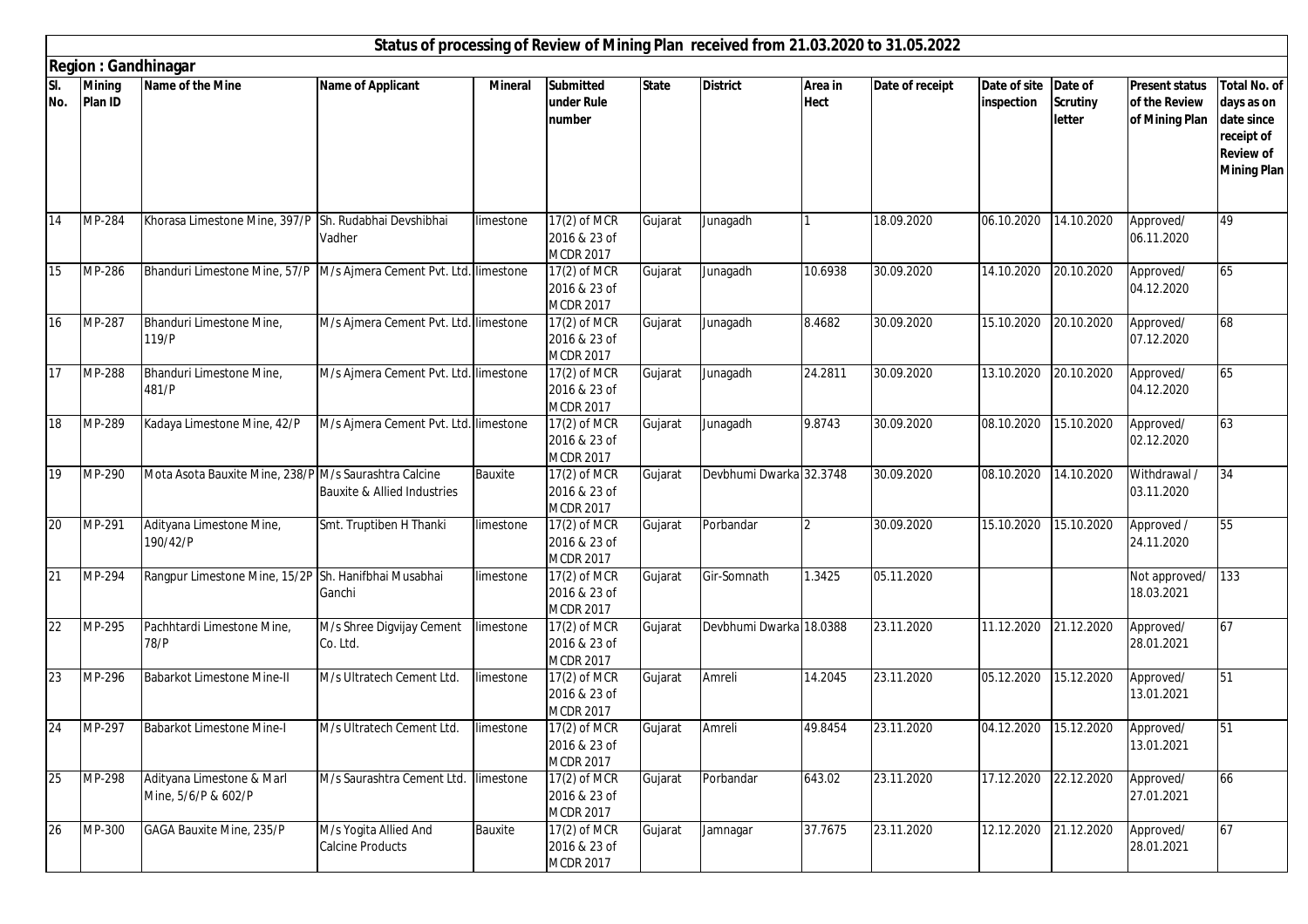## Status of processing of Review of Mining Plan received from 21.03.2020 to 31.05.2022

**Region : Gandhinagar**

| Sl. No. | Mining Plan ID | Name of the Mine | Name of Applicant | Mineral | Submitted under Rule number | State | District | Area in Hect | Date of receipt | Date of site inspection | Date of Scrutiny letter | Present status of the Review of Mining Plan | Total No. of days as on date since receipt of Review of Mining Plan |
|---|---|---|---|---|---|---|---|---|---|---|---|---|---|
| 14 | MP-284 | Khorasa Limestone Mine, 397/P | Sh. Rudabhai Devshibhai Vadher | limestone | 17(2) of MCR 2016 & 23 of MCDR 2017 | Gujarat | Junagadh | 1 | 18.09.2020 | 06.10.2020 | 14.10.2020 | Approved/ 06.11.2020 | 49 |
| 15 | MP-286 | Bhanduri Limestone Mine, 57/P | M/s Ajmera Cement Pvt. Ltd. | limestone | 17(2) of MCR 2016 & 23 of MCDR 2017 | Gujarat | Junagadh | 10.6938 | 30.09.2020 | 14.10.2020 | 20.10.2020 | Approved/ 04.12.2020 | 65 |
| 16 | MP-287 | Bhanduri Limestone Mine, 119/P | M/s Ajmera Cement Pvt. Ltd. | limestone | 17(2) of MCR 2016 & 23 of MCDR 2017 | Gujarat | Junagadh | 8.4682 | 30.09.2020 | 15.10.2020 | 20.10.2020 | Approved/ 07.12.2020 | 68 |
| 17 | MP-288 | Bhanduri Limestone Mine, 481/P | M/s Ajmera Cement Pvt. Ltd. | limestone | 17(2) of MCR 2016 & 23 of MCDR 2017 | Gujarat | Junagadh | 24.2811 | 30.09.2020 | 13.10.2020 | 20.10.2020 | Approved/ 04.12.2020 | 65 |
| 18 | MP-289 | Kadaya Limestone Mine, 42/P | M/s Ajmera Cement Pvt. Ltd. | limestone | 17(2) of MCR 2016 & 23 of MCDR 2017 | Gujarat | Junagadh | 9.8743 | 30.09.2020 | 08.10.2020 | 15.10.2020 | Approved/ 02.12.2020 | 63 |
| 19 | MP-290 | Mota Asota Bauxite Mine, 238/P | M/s Saurashtra Calcine Bauxite & Allied Industries | Bauxite | 17(2) of MCR 2016 & 23 of MCDR 2017 | Gujarat | Devbhumi Dwarka | 32.3748 | 30.09.2020 | 08.10.2020 | 14.10.2020 | Withdrawal / 03.11.2020 | 34 |
| 20 | MP-291 | Adityana Limestone Mine, 190/42/P | Smt. Truptiben H Thanki | limestone | 17(2) of MCR 2016 & 23 of MCDR 2017 | Gujarat | Porbandar | 2 | 30.09.2020 | 15.10.2020 | 15.10.2020 | Approved / 24.11.2020 | 55 |
| 21 | MP-294 | Rangpur Limestone Mine, 15/2P | Sh. Hanifbhai Musabhai Ganchi | limestone | 17(2) of MCR 2016 & 23 of MCDR 2017 | Gujarat | Gir-Somnath | 1.3425 | 05.11.2020 | | | Not approved/ 18.03.2021 | 133 |
| 22 | MP-295 | Pachhtardi Limestone Mine, 78/P | M/s Shree Digvijay Cement Co. Ltd. | limestone | 17(2) of MCR 2016 & 23 of MCDR 2017 | Gujarat | Devbhumi Dwarka | 18.0388 | 23.11.2020 | 11.12.2020 | 21.12.2020 | Approved/ 28.01.2021 | 67 |
| 23 | MP-296 | Babarkot Limestone Mine-II | M/s Ultratech Cement Ltd. | limestone | 17(2) of MCR 2016 & 23 of MCDR 2017 | Gujarat | Amreli | 14.2045 | 23.11.2020 | 05.12.2020 | 15.12.2020 | Approved/ 13.01.2021 | 51 |
| 24 | MP-297 | Babarkot Limestone Mine-I | M/s Ultratech Cement Ltd. | limestone | 17(2) of MCR 2016 & 23 of MCDR 2017 | Gujarat | Amreli | 49.8454 | 23.11.2020 | 04.12.2020 | 15.12.2020 | Approved/ 13.01.2021 | 51 |
| 25 | MP-298 | Adityana Limestone & Marl Mine, 5/6/P & 602/P | M/s Saurashtra Cement Ltd. | limestone | 17(2) of MCR 2016 & 23 of MCDR 2017 | Gujarat | Porbandar | 643.02 | 23.11.2020 | 17.12.2020 | 22.12.2020 | Approved/ 27.01.2021 | 66 |
| 26 | MP-300 | GAGA Bauxite Mine, 235/P | M/s Yogita Allied And Calcine Products | Bauxite | 17(2) of MCR 2016 & 23 of MCDR 2017 | Gujarat | Jamnagar | 37.7675 | 23.11.2020 | 12.12.2020 | 21.12.2020 | Approved/ 28.01.2021 | 67 |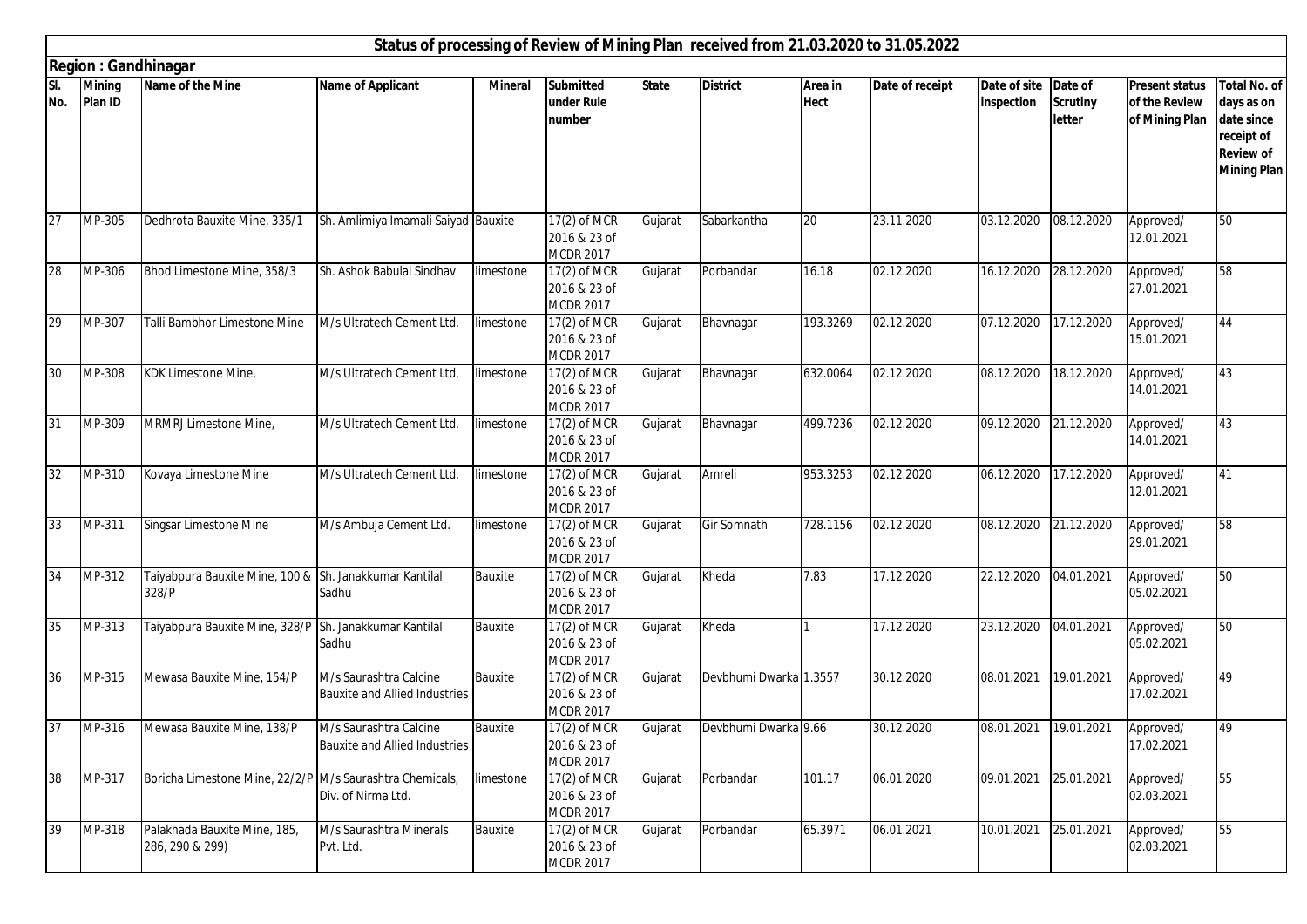## Status of processing of Review of Mining Plan received from 21.03.2020 to 31.05.2022

### Region : Gandhinagar

| Sl. No. | Mining Plan ID | Name of the Mine | Name of Applicant | Mineral | Submitted under Rule number | State | District | Area in Hect | Date of receipt | Date of site inspection | Date of Scrutiny letter | Present status of the Review of Mining Plan | Total No. of days as on date since receipt of Review of Mining Plan |
|---|---|---|---|---|---|---|---|---|---|---|---|---|---|
| 27 | MP-305 | Dedhrota Bauxite Mine, 335/1 | Sh. Amlimiya Imamali Saiyad | Bauxite | 17(2) of MCR 2016 & 23 of MCDR 2017 | Gujarat | Sabarkantha | 20 | 23.11.2020 | 03.12.2020 | 08.12.2020 | Approved/ 12.01.2021 | 50 |
| 28 | MP-306 | Bhod Limestone Mine, 358/3 | Sh. Ashok Babulal Sindhav | limestone | 17(2) of MCR 2016 & 23 of MCDR 2017 | Gujarat | Porbandar | 16.18 | 02.12.2020 | 16.12.2020 | 28.12.2020 | Approved/ 27.01.2021 | 58 |
| 29 | MP-307 | Talli Bambhor Limestone Mine | M/s Ultratech Cement Ltd. | limestone | 17(2) of MCR 2016 & 23 of MCDR 2017 | Gujarat | Bhavnagar | 193.3269 | 02.12.2020 | 07.12.2020 | 17.12.2020 | Approved/ 15.01.2021 | 44 |
| 30 | MP-308 | KDK Limestone Mine, | M/s Ultratech Cement Ltd. | limestone | 17(2) of MCR 2016 & 23 of MCDR 2017 | Gujarat | Bhavnagar | 632.0064 | 02.12.2020 | 08.12.2020 | 18.12.2020 | Approved/ 14.01.2021 | 43 |
| 31 | MP-309 | MRMRJ Limestone Mine, | M/s Ultratech Cement Ltd. | limestone | 17(2) of MCR 2016 & 23 of MCDR 2017 | Gujarat | Bhavnagar | 499.7236 | 02.12.2020 | 09.12.2020 | 21.12.2020 | Approved/ 14.01.2021 | 43 |
| 32 | MP-310 | Kovaya Limestone Mine | M/s Ultratech Cement Ltd. | limestone | 17(2) of MCR 2016 & 23 of MCDR 2017 | Gujarat | Amreli | 953.3253 | 02.12.2020 | 06.12.2020 | 17.12.2020 | Approved/ 12.01.2021 | 41 |
| 33 | MP-311 | Singsar Limestone Mine | M/s Ambuja Cement Ltd. | limestone | 17(2) of MCR 2016 & 23 of MCDR 2017 | Gujarat | Gir Somnath | 728.1156 | 02.12.2020 | 08.12.2020 | 21.12.2020 | Approved/ 29.01.2021 | 58 |
| 34 | MP-312 | Taiyabpura Bauxite Mine, 100 & 328/P | Sh. Janakkumar Kantilal Sadhu | Bauxite | 17(2) of MCR 2016 & 23 of MCDR 2017 | Gujarat | Kheda | 7.83 | 17.12.2020 | 22.12.2020 | 04.01.2021 | Approved/ 05.02.2021 | 50 |
| 35 | MP-313 | Taiyabpura Bauxite Mine, 328/P | Sh. Janakkumar Kantilal Sadhu | Bauxite | 17(2) of MCR 2016 & 23 of MCDR 2017 | Gujarat | Kheda | 1 | 17.12.2020 | 23.12.2020 | 04.01.2021 | Approved/ 05.02.2021 | 50 |
| 36 | MP-315 | Mewasa Bauxite Mine, 154/P | M/s Saurashtra Calcine Bauxite and Allied Industries | Bauxite | 17(2) of MCR 2016 & 23 of MCDR 2017 | Gujarat | Devbhumi Dwarka | 1.3557 | 30.12.2020 | 08.01.2021 | 19.01.2021 | Approved/ 17.02.2021 | 49 |
| 37 | MP-316 | Mewasa Bauxite Mine, 138/P | M/s Saurashtra Calcine Bauxite and Allied Industries | Bauxite | 17(2) of MCR 2016 & 23 of MCDR 2017 | Gujarat | Devbhumi Dwarka | 9.66 | 30.12.2020 | 08.01.2021 | 19.01.2021 | Approved/ 17.02.2021 | 49 |
| 38 | MP-317 | Boricha Limestone Mine, 22/2/P | M/s Saurashtra Chemicals, Div. of Nirma Ltd. | limestone | 17(2) of MCR 2016 & 23 of MCDR 2017 | Gujarat | Porbandar | 101.17 | 06.01.2020 | 09.01.2021 | 25.01.2021 | Approved/ 02.03.2021 | 55 |
| 39 | MP-318 | Palakhada Bauxite Mine, 185, 286, 290 & 299) | M/s Saurashtra Minerals Pvt. Ltd. | Bauxite | 17(2) of MCR 2016 & 23 of MCDR 2017 | Gujarat | Porbandar | 65.3971 | 06.01.2021 | 10.01.2021 | 25.01.2021 | Approved/ 02.03.2021 | 55 |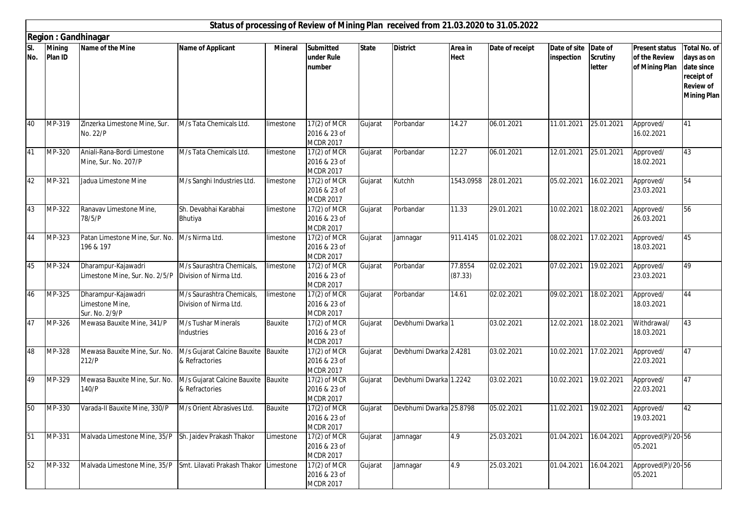# Status of processing of Review of Mining Plan received from 21.03.2020 to 31.05.2022

## Region : Gandhinagar

| Sl. No. | Mining Plan ID | Name of the Mine | Name of Applicant | Mineral | Submitted under Rule number | State | District | Area in Hect | Date of receipt | Date of site inspection | Date of Scrutiny letter | Present status of the Review of Mining Plan | Total No. of days as on date since receipt of Review of Mining Plan |
|---|---|---|---|---|---|---|---|---|---|---|---|---|---|
| 40 | MP-319 | Zinzerka Limestone Mine, Sur. No. 22/P | M/s Tata Chemicals Ltd. | limestone | 17(2) of MCR 2016 & 23 of MCDR 2017 | Gujarat | Porbandar | 14.27 | 06.01.2021 | 11.01.2021 | 25.01.2021 | Approved/ 16.02.2021 | 41 |
| 41 | MP-320 | Aniali-Rana-Bordi Limestone Mine, Sur. No. 207/P | M/s Tata Chemicals Ltd. | limestone | 17(2) of MCR 2016 & 23 of MCDR 2017 | Gujarat | Porbandar | 12.27 | 06.01.2021 | 12.01.2021 | 25.01.2021 | Approved/ 18.02.2021 | 43 |
| 42 | MP-321 | Jadua Limestone Mine | M/s Sanghi Industries Ltd. | limestone | 17(2) of MCR 2016 & 23 of MCDR 2017 | Gujarat | Kutchh | 1543.0958 | 28.01.2021 | 05.02.2021 | 16.02.2021 | Approved/ 23.03.2021 | 54 |
| 43 | MP-322 | Ranavav Limestone Mine, 78/5/P | Sh. Devabhai Karabhai Bhutiya | limestone | 17(2) of MCR 2016 & 23 of MCDR 2017 | Gujarat | Porbandar | 11.33 | 29.01.2021 | 10.02.2021 | 18.02.2021 | Approved/ 26.03.2021 | 56 |
| 44 | MP-323 | Patan Limestone Mine, Sur. No. 196 & 197 | M/s Nirma Ltd. | limestone | 17(2) of MCR 2016 & 23 of MCDR 2017 | Gujarat | Jamnagar | 911.4145 | 01.02.2021 | 08.02.2021 | 17.02.2021 | Approved/ 18.03.2021 | 45 |
| 45 | MP-324 | Dharampur-Kajawadri Limestone Mine, Sur. No. 2/5/P | M/s Saurashtra Chemicals, Division of Nirma Ltd. | limestone | 17(2) of MCR 2016 & 23 of MCDR 2017 | Gujarat | Porbandar | 77.8554 (87.33) | 02.02.2021 | 07.02.2021 | 19.02.2021 | Approved/ 23.03.2021 | 49 |
| 46 | MP-325 | Dharampur-Kajawadri Limestone Mine, Sur. No. 2/9/P | M/s Saurashtra Chemicals, Division of Nirma Ltd. | limestone | 17(2) of MCR 2016 & 23 of MCDR 2017 | Gujarat | Porbandar | 14.61 | 02.02.2021 | 09.02.2021 | 18.02.2021 | Approved/ 18.03.2021 | 44 |
| 47 | MP-326 | Mewasa Bauxite Mine, 341/P | M/s Tushar Minerals Industries | Bauxite | 17(2) of MCR 2016 & 23 of MCDR 2017 | Gujarat | Devbhumi Dwarka | 1 | 03.02.2021 | 12.02.2021 | 18.02.2021 | Withdrawal/ 18.03.2021 | 43 |
| 48 | MP-328 | Mewasa Bauxite Mine, Sur. No. 212/P | M/s Gujarat Calcine Bauxite & Refractories | Bauxite | 17(2) of MCR 2016 & 23 of MCDR 2017 | Gujarat | Devbhumi Dwarka | 2.4281 | 03.02.2021 | 10.02.2021 | 17.02.2021 | Approved/ 22.03.2021 | 47 |
| 49 | MP-329 | Mewasa Bauxite Mine, Sur. No. 140/P | M/s Gujarat Calcine Bauxite & Refractories | Bauxite | 17(2) of MCR 2016 & 23 of MCDR 2017 | Gujarat | Devbhumi Dwarka | 1.2242 | 03.02.2021 | 10.02.2021 | 19.02.2021 | Approved/ 22.03.2021 | 47 |
| 50 | MP-330 | Varada-II Bauxite Mine, 330/P | M/s Orient Abrasives Ltd. | Bauxite | 17(2) of MCR 2016 & 23 of MCDR 2017 | Gujarat | Devbhumi Dwarka | 25.8798 | 05.02.2021 | 11.02.2021 | 19.02.2021 | Approved/ 19.03.2021 | 42 |
| 51 | MP-331 | Malvada Limestone Mine, 35/P | Sh. Jaidev Prakash Thakor | Limestone | 17(2) of MCR 2016 & 23 of MCDR 2017 | Gujarat | Jamnagar | 4.9 | 25.03.2021 | 01.04.2021 | 16.04.2021 | Approved(P)/20-05.2021 | 56 |
| 52 | MP-332 | Malvada Limestone Mine, 35/P | Smt. Lilavati Prakash Thakor | Limestone | 17(2) of MCR 2016 & 23 of MCDR 2017 | Gujarat | Jamnagar | 4.9 | 25.03.2021 | 01.04.2021 | 16.04.2021 | Approved(P)/20-05.2021 | 56 |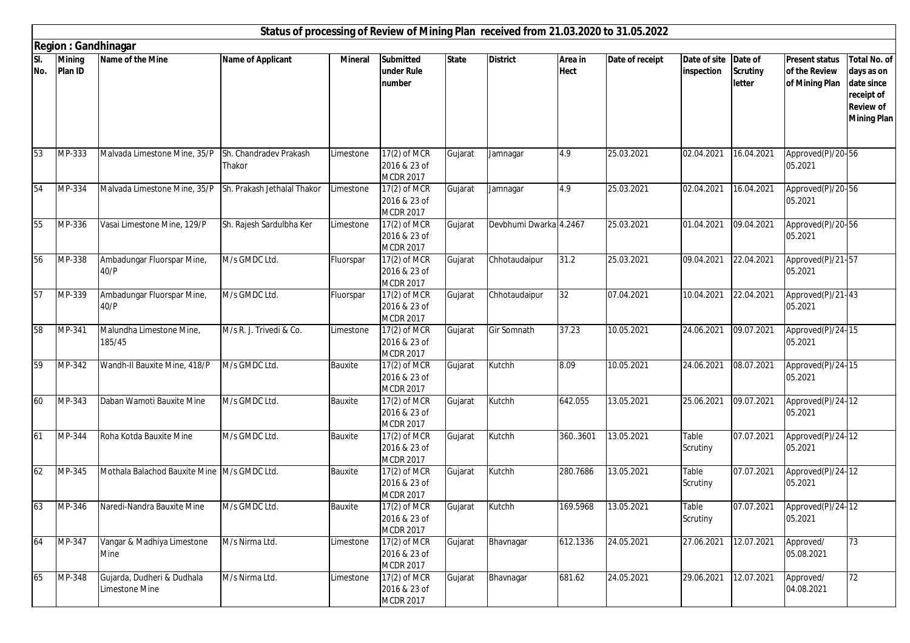## Status of processing of Review of Mining Plan received from 21.03.2020 to 31.05.2022

**Region : Gandhinagar**

| Sl. No. | Mining Plan ID | Name of the Mine | Name of Applicant | Mineral | Submitted under Rule number | State | District | Area in Hect | Date of receipt | Date of site inspection | Date of Scrutiny letter | Present status of the Review of Mining Plan | Total No. of days as on date since receipt of Review of Mining Plan |
|---|---|---|---|---|---|---|---|---|---|---|---|---|---|
| 53 | MP-333 | Malvada Limestone Mine, 35/P | Sh. Chandradev Prakash Thakor | Limestone | 17(2) of MCR 2016 & 23 of MCDR 2017 | Gujarat | Jamnagar | 4.9 | 25.03.2021 | 02.04.2021 | 16.04.2021 | Approved(P)/20-05.2021 | 56 |
| 54 | MP-334 | Malvada Limestone Mine, 35/P | Sh. Prakash Jethalal Thakor | Limestone | 17(2) of MCR 2016 & 23 of MCDR 2017 | Gujarat | Jamnagar | 4.9 | 25.03.2021 | 02.04.2021 | 16.04.2021 | Approved(P)/20-05.2021 | 56 |
| 55 | MP-336 | Vasai Limestone Mine, 129/P | Sh. Rajesh Sardulbha Ker | Limestone | 17(2) of MCR 2016 & 23 of MCDR 2017 | Gujarat | Devbhumi Dwarka | 4.2467 | 25.03.2021 | 01.04.2021 | 09.04.2021 | Approved(P)/20-05.2021 | 56 |
| 56 | MP-338 | Ambadungar Fluorspar Mine, 40/P | M/s GMDC Ltd. | Fluorspar | 17(2) of MCR 2016 & 23 of MCDR 2017 | Gujarat | Chhotaudaipur | 31.2 | 25.03.2021 | 09.04.2021 | 22.04.2021 | Approved(P)/21-05.2021 | 57 |
| 57 | MP-339 | Ambadungar Fluorspar Mine, 40/P | M/s GMDC Ltd. | Fluorspar | 17(2) of MCR 2016 & 23 of MCDR 2017 | Gujarat | Chhotaudaipur | 32 | 07.04.2021 | 10.04.2021 | 22.04.2021 | Approved(P)/21-05.2021 | 43 |
| 58 | MP-341 | Malundha Limestone Mine, 185/45 | M/s R. J. Trivedi & Co. | Limestone | 17(2) of MCR 2016 & 23 of MCDR 2017 | Gujarat | Gir Somnath | 37.23 | 10.05.2021 | 24.06.2021 | 09.07.2021 | Approved(P)/24-05.2021 | 15 |
| 59 | MP-342 | Wandh-II Bauxite Mine, 418/P | M/s GMDC Ltd. | Bauxite | 17(2) of MCR 2016 & 23 of MCDR 2017 | Gujarat | Kutchh | 8.09 | 10.05.2021 | 24.06.2021 | 08.07.2021 | Approved(P)/24-05.2021 | 15 |
| 60 | MP-343 | Daban Wamoti Bauxite Mine | M/s GMDC Ltd. | Bauxite | 17(2) of MCR 2016 & 23 of MCDR 2017 | Gujarat | Kutchh | 642.055 | 13.05.2021 | 25.06.2021 | 09.07.2021 | Approved(P)/24-05.2021 | 12 |
| 61 | MP-344 | Roha Kotda Bauxite Mine | M/s GMDC Ltd. | Bauxite | 17(2) of MCR 2016 & 23 of MCDR 2017 | Gujarat | Kutchh | 360..3601 | 13.05.2021 | Table Scrutiny | 07.07.2021 | Approved(P)/24-05.2021 | 12 |
| 62 | MP-345 | Mothala Balachod Bauxite Mine | M/s GMDC Ltd. | Bauxite | 17(2) of MCR 2016 & 23 of MCDR 2017 | Gujarat | Kutchh | 280.7686 | 13.05.2021 | Table Scrutiny | 07.07.2021 | Approved(P)/24-05.2021 | 12 |
| 63 | MP-346 | Naredi-Nandra Bauxite Mine | M/s GMDC Ltd. | Bauxite | 17(2) of MCR 2016 & 23 of MCDR 2017 | Gujarat | Kutchh | 169.5968 | 13.05.2021 | Table Scrutiny | 07.07.2021 | Approved(P)/24-05.2021 | 12 |
| 64 | MP-347 | Vangar & Madhiya Limestone Mine | M/s Nirma Ltd. | Limestone | 17(2) of MCR 2016 & 23 of MCDR 2017 | Gujarat | Bhavnagar | 612.1336 | 24.05.2021 | 27.06.2021 | 12.07.2021 | Approved/ 05.08.2021 | 73 |
| 65 | MP-348 | Gujarda, Dudheri & Dudhala Limestone Mine | M/s Nirma Ltd. | Limestone | 17(2) of MCR 2016 & 23 of MCDR 2017 | Gujarat | Bhavnagar | 681.62 | 24.05.2021 | 29.06.2021 | 12.07.2021 | Approved/ 04.08.2021 | 72 |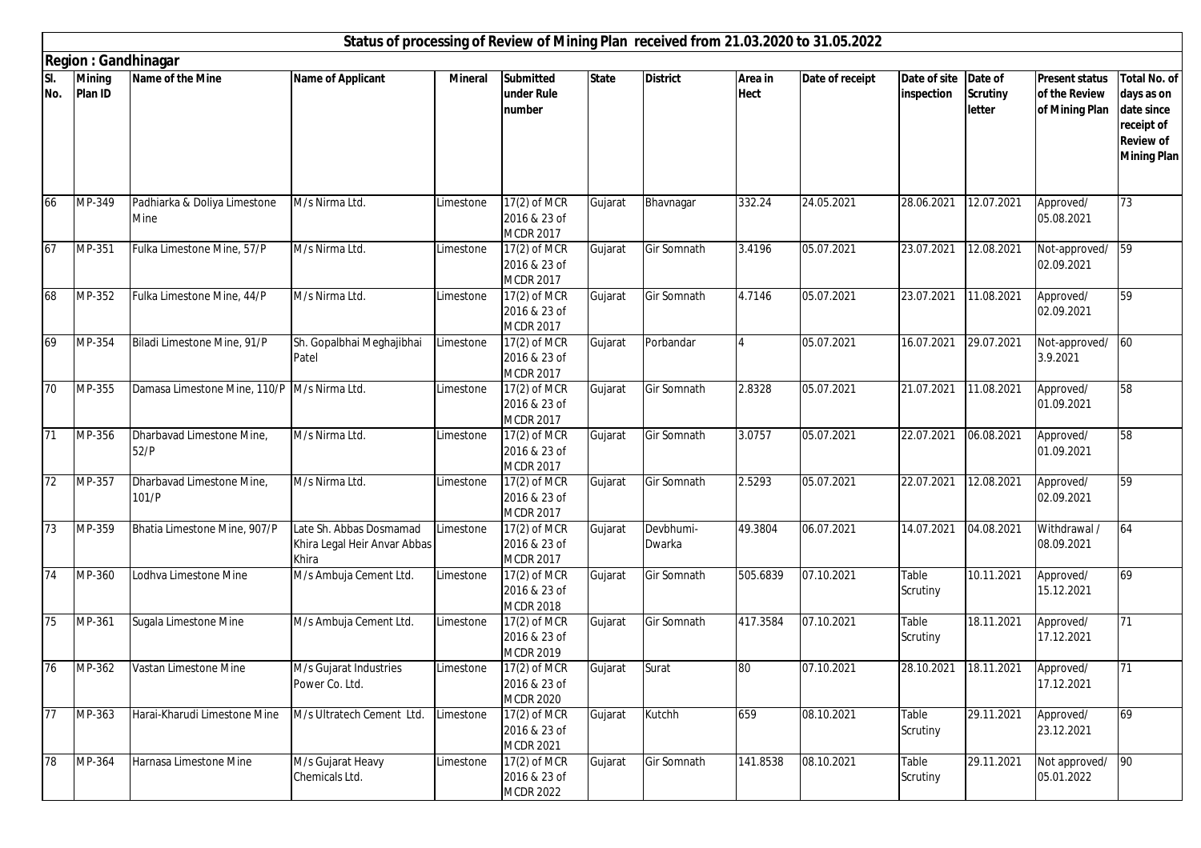## Status of processing of Review of Mining Plan received from 21.03.2020 to 31.05.2022

### Region : Gandhinagar

| Sl. No. | Mining Plan ID | Name of the Mine | Name of Applicant | Mineral | Submitted under Rule number | State | District | Area in Hect | Date of receipt | Date of site inspection | Date of Scrutiny letter | Present status of the Review of Mining Plan | Total No. of days as on date since receipt of Review of Mining Plan |
|---|---|---|---|---|---|---|---|---|---|---|---|---|---|
| 66 | MP-349 | Padhiarka & Doliya Limestone Mine | M/s Nirma Ltd. | Limestone | 17(2) of MCR 2016 & 23 of MCDR 2017 | Gujarat | Bhavnagar | 332.24 | 24.05.2021 | 28.06.2021 | 12.07.2021 | Approved/ 05.08.2021 | 73 |
| 67 | MP-351 | Fulka Limestone Mine, 57/P | M/s Nirma Ltd. | Limestone | 17(2) of MCR 2016 & 23 of MCDR 2017 | Gujarat | Gir Somnath | 3.4196 | 05.07.2021 | 23.07.2021 | 12.08.2021 | Not-approved/ 02.09.2021 | 59 |
| 68 | MP-352 | Fulka Limestone Mine, 44/P | M/s Nirma Ltd. | Limestone | 17(2) of MCR 2016 & 23 of MCDR 2017 | Gujarat | Gir Somnath | 4.7146 | 05.07.2021 | 23.07.2021 | 11.08.2021 | Approved/ 02.09.2021 | 59 |
| 69 | MP-354 | Biladi Limestone Mine, 91/P | Sh. Gopalbhai Meghajibhai Patel | Limestone | 17(2) of MCR 2016 & 23 of MCDR 2017 | Gujarat | Porbandar | 4 | 05.07.2021 | 16.07.2021 | 29.07.2021 | Not-approved/ 3.9.2021 | 60 |
| 70 | MP-355 | Damasa Limestone Mine, 110/P | M/s Nirma Ltd. | Limestone | 17(2) of MCR 2016 & 23 of MCDR 2017 | Gujarat | Gir Somnath | 2.8328 | 05.07.2021 | 21.07.2021 | 11.08.2021 | Approved/ 01.09.2021 | 58 |
| 71 | MP-356 | Dharbavad Limestone Mine, 52/P | M/s Nirma Ltd. | Limestone | 17(2) of MCR 2016 & 23 of MCDR 2017 | Gujarat | Gir Somnath | 3.0757 | 05.07.2021 | 22.07.2021 | 06.08.2021 | Approved/ 01.09.2021 | 58 |
| 72 | MP-357 | Dharbavad Limestone Mine, 101/P | M/s Nirma Ltd. | Limestone | 17(2) of MCR 2016 & 23 of MCDR 2017 | Gujarat | Gir Somnath | 2.5293 | 05.07.2021 | 22.07.2021 | 12.08.2021 | Approved/ 02.09.2021 | 59 |
| 73 | MP-359 | Bhatia Limestone Mine, 907/P | Late Sh. Abbas Dosmamad Khira Legal Heir Anvar Abbas Khira | Limestone | 17(2) of MCR 2016 & 23 of MCDR 2017 | Gujarat | Devbhumi-Dwarka | 49.3804 | 06.07.2021 | 14.07.2021 | 04.08.2021 | Withdrawal / 08.09.2021 | 64 |
| 74 | MP-360 | Lodhva Limestone Mine | M/s Ambuja Cement Ltd. | Limestone | 17(2) of MCR 2016 & 23 of MCDR 2018 | Gujarat | Gir Somnath | 505.6839 | 07.10.2021 | Table Scrutiny | 10.11.2021 | Approved/ 15.12.2021 | 69 |
| 75 | MP-361 | Sugala Limestone Mine | M/s Ambuja Cement Ltd. | Limestone | 17(2) of MCR 2016 & 23 of MCDR 2019 | Gujarat | Gir Somnath | 417.3584 | 07.10.2021 | Table Scrutiny | 18.11.2021 | Approved/ 17.12.2021 | 71 |
| 76 | MP-362 | Vastan Limestone Mine | M/s Gujarat Industries Power Co. Ltd. | Limestone | 17(2) of MCR 2016 & 23 of MCDR 2020 | Gujarat | Surat | 80 | 07.10.2021 | 28.10.2021 | 18.11.2021 | Approved/ 17.12.2021 | 71 |
| 77 | MP-363 | Harai-Kharudi Limestone Mine | M/s Ultratech Cement Ltd. | Limestone | 17(2) of MCR 2016 & 23 of MCDR 2021 | Gujarat | Kutchh | 659 | 08.10.2021 | Table Scrutiny | 29.11.2021 | Approved/ 23.12.2021 | 69 |
| 78 | MP-364 | Harnasa Limestone Mine | M/s Gujarat Heavy Chemicals Ltd. | Limestone | 17(2) of MCR 2016 & 23 of MCDR 2022 | Gujarat | Gir Somnath | 141.8538 | 08.10.2021 | Table Scrutiny | 29.11.2021 | Not approved/ 05.01.2022 | 90 |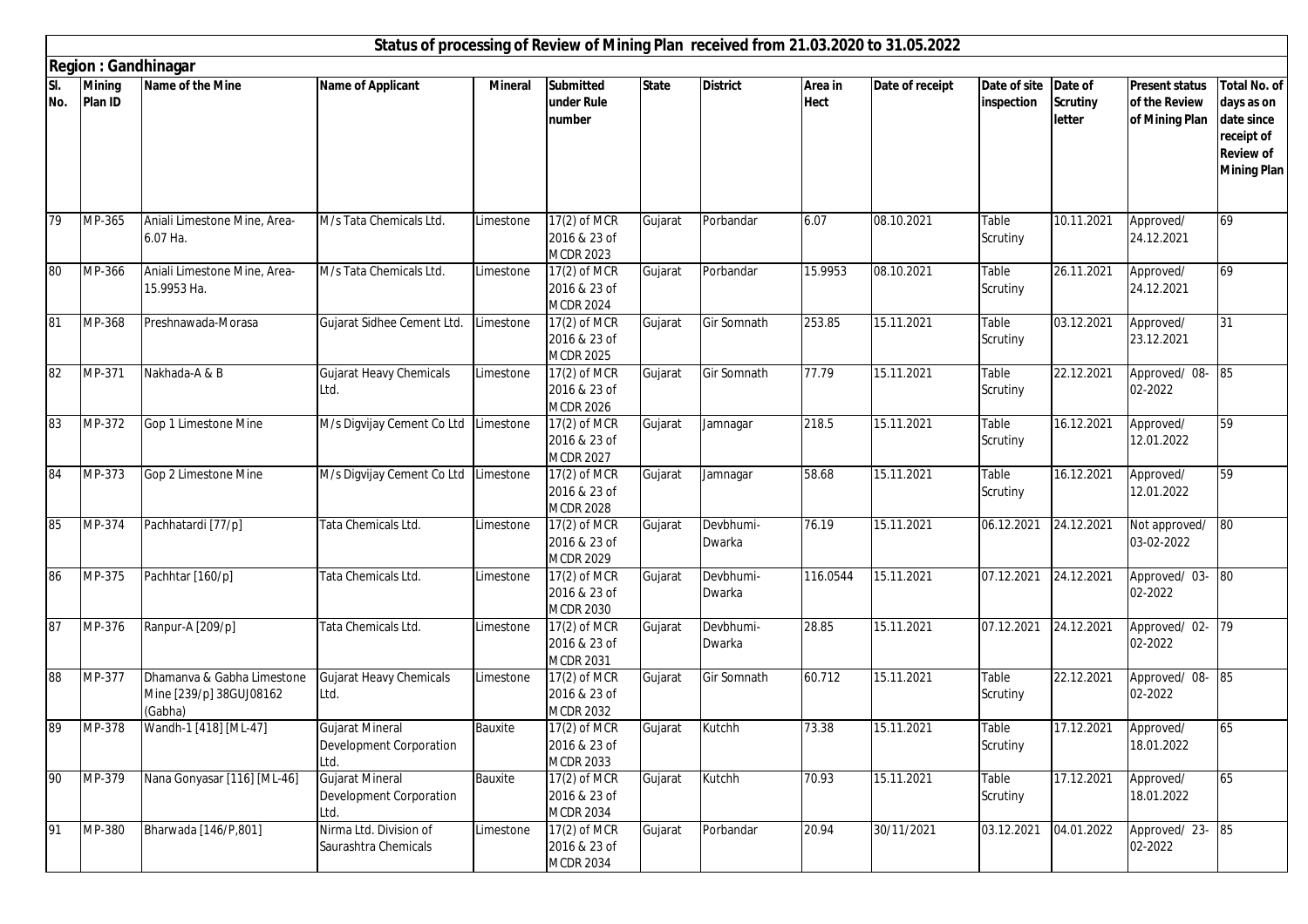## Status of processing of Review of Mining Plan received from 21.03.2020 to 31.05.2022

### Region : Gandhinagar

| Sl. No. | Mining Plan ID | Name of the Mine | Name of Applicant | Mineral | Submitted under Rule number | State | District | Area in Hect | Date of receipt | Date of site inspection | Date of Scrutiny letter | Present status of the Review of Mining Plan | Total No. of days as on date since receipt of Review of Mining Plan |
|---|---|---|---|---|---|---|---|---|---|---|---|---|---|
| 79 | MP-365 | Aniali Limestone Mine, Area-6.07 Ha. | M/s Tata Chemicals Ltd. | Limestone | 17(2) of MCR 2016 & 23 of MCDR 2023 | Gujarat | Porbandar | 6.07 | 08.10.2021 | Table Scrutiny | 10.11.2021 | Approved/ 24.12.2021 | 69 |
| 80 | MP-366 | Aniali Limestone Mine, Area-15.9953 Ha. | M/s Tata Chemicals Ltd. | Limestone | 17(2) of MCR 2016 & 23 of MCDR 2024 | Gujarat | Porbandar | 15.9953 | 08.10.2021 | Table Scrutiny | 26.11.2021 | Approved/ 24.12.2021 | 69 |
| 81 | MP-368 | Preshnawada-Morasa | Gujarat Sidhee Cement Ltd. | Limestone | 17(2) of MCR 2016 & 23 of MCDR 2025 | Gujarat | Gir Somnath | 253.85 | 15.11.2021 | Table Scrutiny | 03.12.2021 | Approved/ 23.12.2021 | 31 |
| 82 | MP-371 | Nakhada-A & B | Gujarat Heavy Chemicals Ltd. | Limestone | 17(2) of MCR 2016 & 23 of MCDR 2026 | Gujarat | Gir Somnath | 77.79 | 15.11.2021 | Table Scrutiny | 22.12.2021 | Approved/ 08-02-2022 | 85 |
| 83 | MP-372 | Gop 1 Limestone Mine | M/s Digvijay Cement Co Ltd | Limestone | 17(2) of MCR 2016 & 23 of MCDR 2027 | Gujarat | Jamnagar | 218.5 | 15.11.2021 | Table Scrutiny | 16.12.2021 | Approved/ 12.01.2022 | 59 |
| 84 | MP-373 | Gop 2 Limestone Mine | M/s Digvijay Cement Co Ltd | Limestone | 17(2) of MCR 2016 & 23 of MCDR 2028 | Gujarat | Jamnagar | 58.68 | 15.11.2021 | Table Scrutiny | 16.12.2021 | Approved/ 12.01.2022 | 59 |
| 85 | MP-374 | Pachhatardi [77/p] | Tata Chemicals Ltd. | Limestone | 17(2) of MCR 2016 & 23 of MCDR 2029 | Gujarat | Devbhumi-Dwarka | 76.19 | 15.11.2021 | 06.12.2021 | 24.12.2021 | Not approved/ 03-02-2022 | 80 |
| 86 | MP-375 | Pachhtar [160/p] | Tata Chemicals Ltd. | Limestone | 17(2) of MCR 2016 & 23 of MCDR 2030 | Gujarat | Devbhumi-Dwarka | 116.0544 | 15.11.2021 | 07.12.2021 | 24.12.2021 | Approved/ 03-02-2022 | 80 |
| 87 | MP-376 | Ranpur-A [209/p] | Tata Chemicals Ltd. | Limestone | 17(2) of MCR 2016 & 23 of MCDR 2031 | Gujarat | Devbhumi-Dwarka | 28.85 | 15.11.2021 | 07.12.2021 | 24.12.2021 | Approved/ 02-02-2022 | 79 |
| 88 | MP-377 | Dhamanva & Gabha Limestone Mine [239/p] 38GUJ08162 (Gabha) | Gujarat Heavy Chemicals Ltd. | Limestone | 17(2) of MCR 2016 & 23 of MCDR 2032 | Gujarat | Gir Somnath | 60.712 | 15.11.2021 | Table Scrutiny | 22.12.2021 | Approved/ 08-02-2022 | 85 |
| 89 | MP-378 | Wandh-1 [418] [ML-47] | Gujarat Mineral Development Corporation Ltd. | Bauxite | 17(2) of MCR 2016 & 23 of MCDR 2033 | Gujarat | Kutchh | 73.38 | 15.11.2021 | Table Scrutiny | 17.12.2021 | Approved/ 18.01.2022 | 65 |
| 90 | MP-379 | Nana Gonyasar [116] [ML-46] | Gujarat Mineral Development Corporation Ltd. | Bauxite | 17(2) of MCR 2016 & 23 of MCDR 2034 | Gujarat | Kutchh | 70.93 | 15.11.2021 | Table Scrutiny | 17.12.2021 | Approved/ 18.01.2022 | 65 |
| 91 | MP-380 | Bharwada [146/P,801] | Nirma Ltd. Division of Saurashtra Chemicals | Limestone | 17(2) of MCR 2016 & 23 of MCDR 2034 | Gujarat | Porbandar | 20.94 | 30/11/2021 | 03.12.2021 | 04.01.2022 | Approved/ 23-02-2022 | 85 |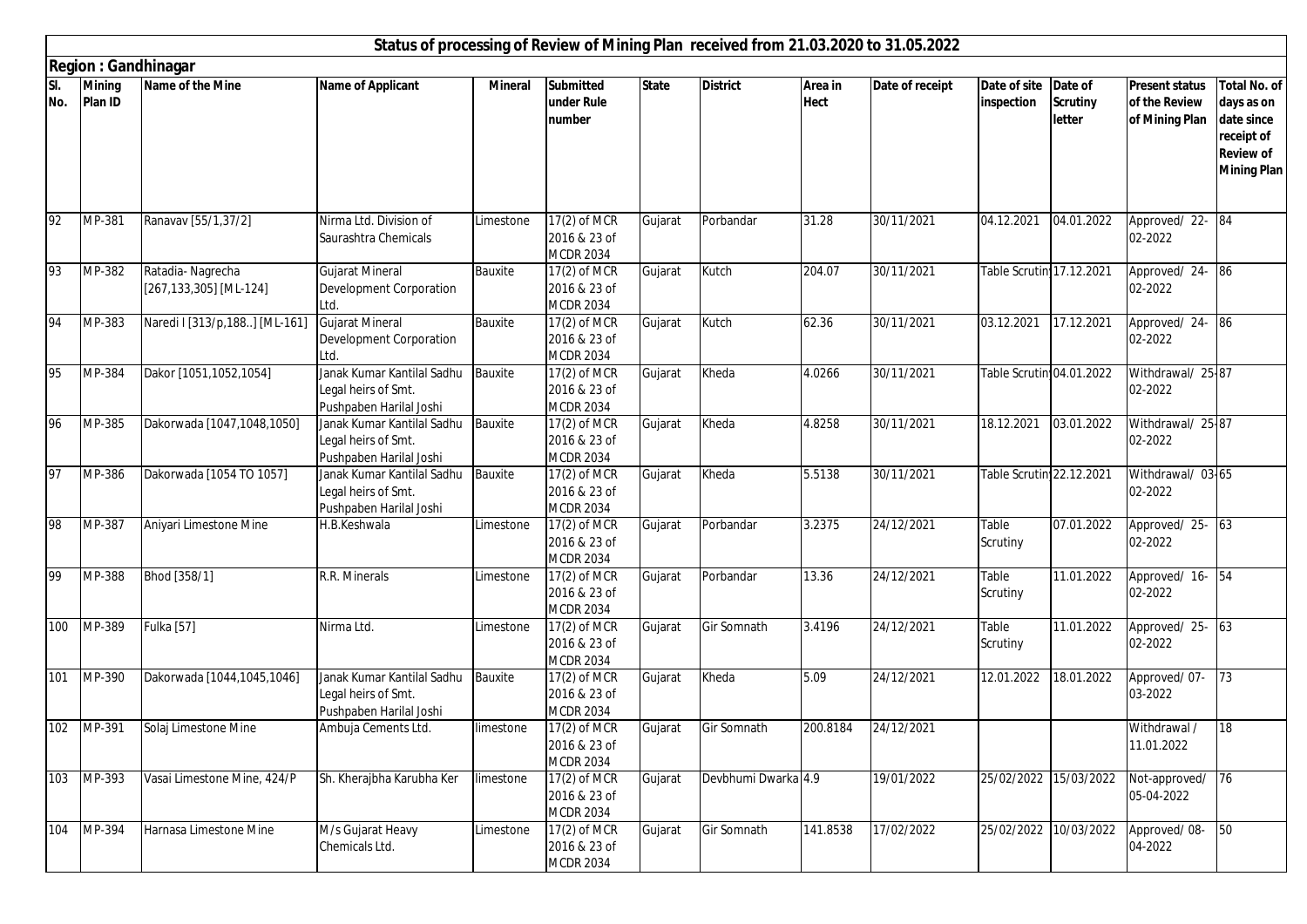## Status of processing of Review of Mining Plan received from 21.03.2020 to 31.05.2022

### Region : Gandhinagar

| Sl. No. | Mining Plan ID | Name of the Mine | Name of Applicant | Mineral | Submitted under Rule number | State | District | Area in Hect | Date of receipt | Date of site inspection | Date of Scrutiny letter | Present status of the Review of Mining Plan | Total No. of days as on date since receipt of Review of Mining Plan |
|---|---|---|---|---|---|---|---|---|---|---|---|---|---|
| 92 | MP-381 | Ranavav [55/1,37/2] | Nirma Ltd. Division of Saurashtra Chemicals | Limestone | 17(2) of MCR 2016 & 23 of MCDR 2034 | Gujarat | Porbandar | 31.28 | 30/11/2021 | 04.12.2021 | 04.01.2022 | Approved/ 22-02-2022 | 84 |
| 93 | MP-382 | Ratadia- Nagrecha [267,133,305] [ML-124] | Gujarat Mineral Development Corporation Ltd. | Bauxite | 17(2) of MCR 2016 & 23 of MCDR 2034 | Gujarat | Kutch | 204.07 | 30/11/2021 | Table Scrutin | 17.12.2021 | Approved/ 24-02-2022 | 86 |
| 94 | MP-383 | Naredi I [313/p,188..] [ML-161] | Gujarat Mineral Development Corporation Ltd. | Bauxite | 17(2) of MCR 2016 & 23 of MCDR 2034 | Gujarat | Kutch | 62.36 | 30/11/2021 | 03.12.2021 | 17.12.2021 | Approved/ 24-02-2022 | 86 |
| 95 | MP-384 | Dakor [1051,1052,1054] | Janak Kumar Kantilal Sadhu Legal heirs of Smt. Pushpaben Harilal Joshi | Bauxite | 17(2) of MCR 2016 & 23 of MCDR 2034 | Gujarat | Kheda | 4.0266 | 30/11/2021 | Table Scrutin | 04.01.2022 | Withdrawal/ 25-02-2022 | 87 |
| 96 | MP-385 | Dakorwada [1047,1048,1050] | Janak Kumar Kantilal Sadhu Legal heirs of Smt. Pushpaben Harilal Joshi | Bauxite | 17(2) of MCR 2016 & 23 of MCDR 2034 | Gujarat | Kheda | 4.8258 | 30/11/2021 | 18.12.2021 | 03.01.2022 | Withdrawal/ 25-02-2022 | 87 |
| 97 | MP-386 | Dakorwada [1054 TO 1057] | Janak Kumar Kantilal Sadhu Legal heirs of Smt. Pushpaben Harilal Joshi | Bauxite | 17(2) of MCR 2016 & 23 of MCDR 2034 | Gujarat | Kheda | 5.5138 | 30/11/2021 | Table Scrutin | 22.12.2021 | Withdrawal/ 03-02-2022 | 65 |
| 98 | MP-387 | Aniyari Limestone Mine | H.B.Keshwala | Limestone | 17(2) of MCR 2016 & 23 of MCDR 2034 | Gujarat | Porbandar | 3.2375 | 24/12/2021 | Table Scrutiny | 07.01.2022 | Approved/ 25-02-2022 | 63 |
| 99 | MP-388 | Bhod [358/1] | R.R. Minerals | Limestone | 17(2) of MCR 2016 & 23 of MCDR 2034 | Gujarat | Porbandar | 13.36 | 24/12/2021 | Table Scrutiny | 11.01.2022 | Approved/ 16-02-2022 | 54 |
| 100 | MP-389 | Fulka [57] | Nirma Ltd. | Limestone | 17(2) of MCR 2016 & 23 of MCDR 2034 | Gujarat | Gir Somnath | 3.4196 | 24/12/2021 | Table Scrutiny | 11.01.2022 | Approved/ 25-02-2022 | 63 |
| 101 | MP-390 | Dakorwada [1044,1045,1046] | Janak Kumar Kantilal Sadhu Legal heirs of Smt. Pushpaben Harilal Joshi | Bauxite | 17(2) of MCR 2016 & 23 of MCDR 2034 | Gujarat | Kheda | 5.09 | 24/12/2021 | 12.01.2022 | 18.01.2022 | Approved/ 07-03-2022 | 73 |
| 102 | MP-391 | Solaj Limestone Mine | Ambuja Cements Ltd. | limestone | 17(2) of MCR 2016 & 23 of MCDR 2034 | Gujarat | Gir Somnath | 200.8184 | 24/12/2021 | | | Withdrawal / 11.01.2022 | 18 |
| 103 | MP-393 | Vasai Limestone Mine, 424/P | Sh. Kherajbha Karubha Ker | limestone | 17(2) of MCR 2016 & 23 of MCDR 2034 | Gujarat | Devbhumi Dwarka | 4.9 | 19/01/2022 | 25/02/2022 | 15/03/2022 | Not-approved/ 05-04-2022 | 76 |
| 104 | MP-394 | Harnasa Limestone Mine | M/s Gujarat Heavy Chemicals Ltd. | Limestone | 17(2) of MCR 2016 & 23 of MCDR 2034 | Gujarat | Gir Somnath | 141.8538 | 17/02/2022 | 25/02/2022 | 10/03/2022 | Approved/ 08-04-2022 | 50 |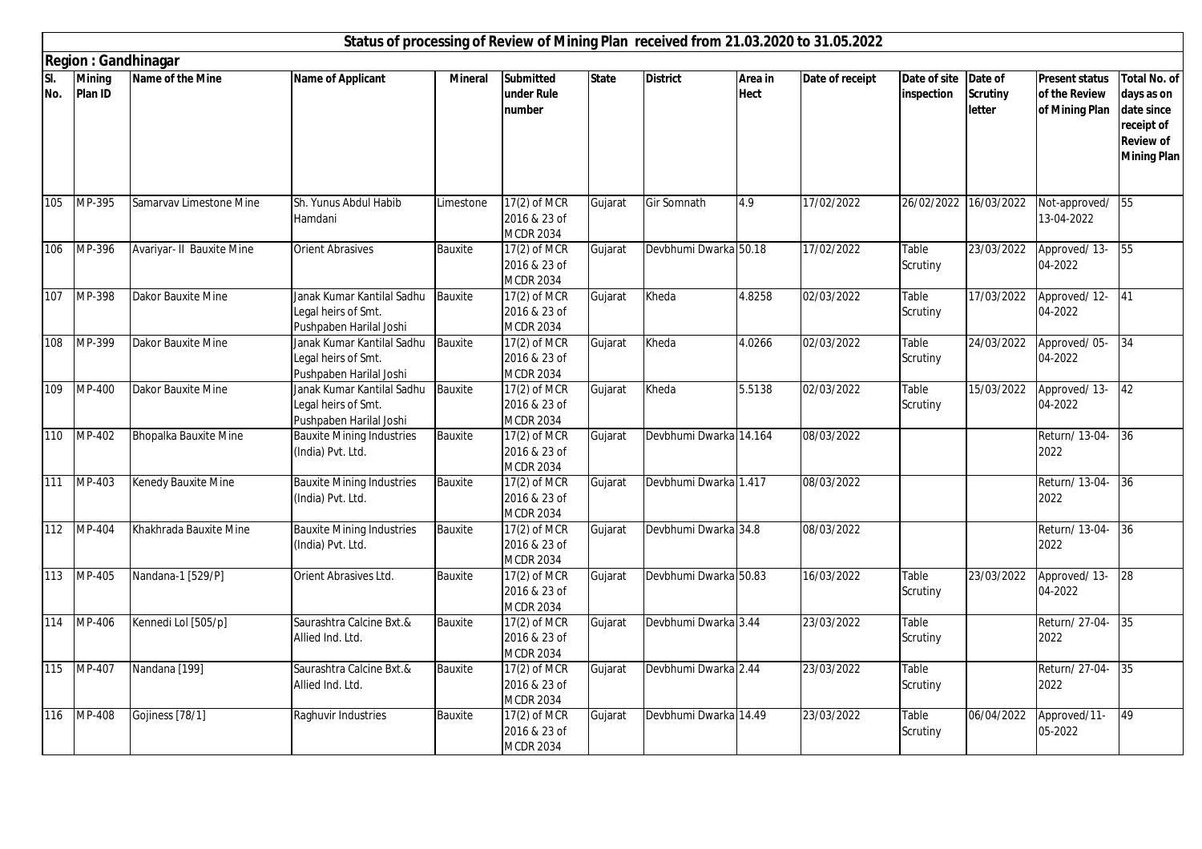# Status of processing of Review of Mining Plan received from 21.03.2020 to 31.05.2022

**Region : Gandhinagar**

| Sl. No. | Mining Plan ID | Name of the Mine | Name of Applicant | Mineral | Submitted under Rule number | State | District | Area in Hect | Date of receipt | Date of site inspection | Date of Scrutiny letter | Present status of the Review of Mining Plan | Total No. of days as on date since receipt of Review of Mining Plan |
|---|---|---|---|---|---|---|---|---|---|---|---|---|---|
| 105 | MP-395 | Samarvav Limestone Mine | Sh. Yunus Abdul Habib Hamdani | Limestone | 17(2) of MCR 2016 & 23 of MCDR 2034 | Gujarat | Gir Somnath | 4.9 | 17/02/2022 | 26/02/2022 | 16/03/2022 | Not-approved/ 13-04-2022 | 55 |
| 106 | MP-396 | Avariyar- II Bauxite Mine | Orient Abrasives | Bauxite | 17(2) of MCR 2016 & 23 of MCDR 2034 | Gujarat | Devbhumi Dwarka | 50.18 | 17/02/2022 | Table Scrutiny | 23/03/2022 | Approved/ 13-04-2022 | 55 |
| 107 | MP-398 | Dakor Bauxite Mine | Janak Kumar Kantilal Sadhu Legal heirs of Smt. Pushpaben Harilal Joshi | Bauxite | 17(2) of MCR 2016 & 23 of MCDR 2034 | Gujarat | Kheda | 4.8258 | 02/03/2022 | Table Scrutiny | 17/03/2022 | Approved/ 12-04-2022 | 41 |
| 108 | MP-399 | Dakor Bauxite Mine | Janak Kumar Kantilal Sadhu Legal heirs of Smt. Pushpaben Harilal Joshi | Bauxite | 17(2) of MCR 2016 & 23 of MCDR 2034 | Gujarat | Kheda | 4.0266 | 02/03/2022 | Table Scrutiny | 24/03/2022 | Approved/ 05-04-2022 | 34 |
| 109 | MP-400 | Dakor Bauxite Mine | Janak Kumar Kantilal Sadhu Legal heirs of Smt. Pushpaben Harilal Joshi | Bauxite | 17(2) of MCR 2016 & 23 of MCDR 2034 | Gujarat | Kheda | 5.5138 | 02/03/2022 | Table Scrutiny | 15/03/2022 | Approved/ 13-04-2022 | 42 |
| 110 | MP-402 | Bhopalka Bauxite Mine | Bauxite Mining Industries (India) Pvt. Ltd. | Bauxite | 17(2) of MCR 2016 & 23 of MCDR 2034 | Gujarat | Devbhumi Dwarka | 14.164 | 08/03/2022 | | | Return/ 13-04-2022 | 36 |
| 111 | MP-403 | Kenedy Bauxite Mine | Bauxite Mining Industries (India) Pvt. Ltd. | Bauxite | 17(2) of MCR 2016 & 23 of MCDR 2034 | Gujarat | Devbhumi Dwarka | 1.417 | 08/03/2022 | | | Return/ 13-04-2022 | 36 |
| 112 | MP-404 | Khakhrada Bauxite Mine | Bauxite Mining Industries (India) Pvt. Ltd. | Bauxite | 17(2) of MCR 2016 & 23 of MCDR 2034 | Gujarat | Devbhumi Dwarka | 34.8 | 08/03/2022 | | | Return/ 13-04-2022 | 36 |
| 113 | MP-405 | Nandana-1 [529/P] | Orient Abrasives Ltd. | Bauxite | 17(2) of MCR 2016 & 23 of MCDR 2034 | Gujarat | Devbhumi Dwarka | 50.83 | 16/03/2022 | Table Scrutiny | 23/03/2022 | Approved/ 13-04-2022 | 28 |
| 114 | MP-406 | Kennedi Lol [505/p] | Saurashtra Calcine Bxt.& Allied Ind. Ltd. | Bauxite | 17(2) of MCR 2016 & 23 of MCDR 2034 | Gujarat | Devbhumi Dwarka | 3.44 | 23/03/2022 | Table Scrutiny | | Return/ 27-04-2022 | 35 |
| 115 | MP-407 | Nandana [199] | Saurashtra Calcine Bxt.& Allied Ind. Ltd. | Bauxite | 17(2) of MCR 2016 & 23 of MCDR 2034 | Gujarat | Devbhumi Dwarka | 2.44 | 23/03/2022 | Table Scrutiny | | Return/ 27-04-2022 | 35 |
| 116 | MP-408 | Gojiness [78/1] | Raghuvir Industries | Bauxite | 17(2) of MCR 2016 & 23 of MCDR 2034 | Gujarat | Devbhumi Dwarka | 14.49 | 23/03/2022 | Table Scrutiny | 06/04/2022 | Approved/11-05-2022 | 49 |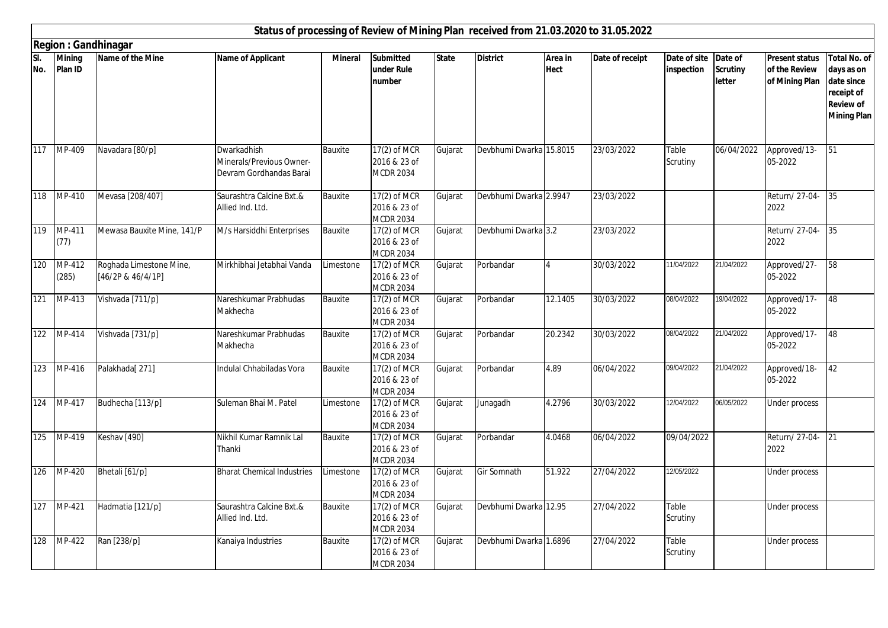# Status of processing of Review of Mining Plan received from 21.03.2020 to 31.05.2022

## Region : Gandhinagar

| Sl. No. | Mining Plan ID | Name of the Mine | Name of Applicant | Mineral | Submitted under Rule number | State | District | Area in Hect | Date of receipt | Date of site inspection | Date of Scrutiny letter | Present status of the Review of Mining Plan | Total No. of days as on date since receipt of Review of Mining Plan |
|---|---|---|---|---|---|---|---|---|---|---|---|---|---|
| 117 | MP-409 | Navadara [80/p] | Dwarkadhish Minerals/Previous Owner-Devram Gordhandas Barai | Bauxite | 17(2) of MCR 2016 & 23 of MCDR 2034 | Gujarat | Devbhumi Dwarka | 15.8015 | 23/03/2022 | Table Scrutiny | 06/04/2022 | Approved/13-05-2022 | 51 |
| 118 | MP-410 | Mevasa [208/407] | Saurashtra Calcine Bxt.& Allied Ind. Ltd. | Bauxite | 17(2) of MCR 2016 & 23 of MCDR 2034 | Gujarat | Devbhumi Dwarka | 2.9947 | 23/03/2022 | | | Return/ 27-04-2022 | 35 |
| 119 | MP-411 (77) | Mewasa Bauxite Mine, 141/P | M/s Harsiddhi Enterprises | Bauxite | 17(2) of MCR 2016 & 23 of MCDR 2034 | Gujarat | Devbhumi Dwarka | 3.2 | 23/03/2022 | | | Return/ 27-04-2022 | 35 |
| 120 | MP-412 (285) | Roghada Limestone Mine, [46/2P & 46/4/1P] | Mirkhibhai Jetabhai Vanda | Limestone | 17(2) of MCR 2016 & 23 of MCDR 2034 | Gujarat | Porbandar | 4 | 30/03/2022 | 11/04/2022 | 21/04/2022 | Approved/27-05-2022 | 58 |
| 121 | MP-413 | Vishvada [711/p] | Nareshkumar Prabhudas Makhecha | Bauxite | 17(2) of MCR 2016 & 23 of MCDR 2034 | Gujarat | Porbandar | 12.1405 | 30/03/2022 | 08/04/2022 | 19/04/2022 | Approved/17-05-2022 | 48 |
| 122 | MP-414 | Vishvada [731/p] | Nareshkumar Prabhudas Makhecha | Bauxite | 17(2) of MCR 2016 & 23 of MCDR 2034 | Gujarat | Porbandar | 20.2342 | 30/03/2022 | 08/04/2022 | 21/04/2022 | Approved/17-05-2022 | 48 |
| 123 | MP-416 | Palakhada[ 271] | Indulal Chhabiladas Vora | Bauxite | 17(2) of MCR 2016 & 23 of MCDR 2034 | Gujarat | Porbandar | 4.89 | 06/04/2022 | 09/04/2022 | 21/04/2022 | Approved/18-05-2022 | 42 |
| 124 | MP-417 | Budhecha [113/p] | Suleman Bhai M. Patel | Limestone | 17(2) of MCR 2016 & 23 of MCDR 2034 | Gujarat | Junagadh | 4.2796 | 30/03/2022 | 12/04/2022 | 06/05/2022 | Under process | |
| 125 | MP-419 | Keshav [490] | Nikhil Kumar Ramnik Lal Thanki | Bauxite | 17(2) of MCR 2016 & 23 of MCDR 2034 | Gujarat | Porbandar | 4.0468 | 06/04/2022 | 09/04/2022 | | Return/ 27-04-2022 | 21 |
| 126 | MP-420 | Bhetali [61/p] | Bharat Chemical Industries | Limestone | 17(2) of MCR 2016 & 23 of MCDR 2034 | Gujarat | Gir Somnath | 51.922 | 27/04/2022 | 12/05/2022 | | Under process | |
| 127 | MP-421 | Hadmatia [121/p] | Saurashtra Calcine Bxt.& Allied Ind. Ltd. | Bauxite | 17(2) of MCR 2016 & 23 of MCDR 2034 | Gujarat | Devbhumi Dwarka | 12.95 | 27/04/2022 | Table Scrutiny | | Under process | |
| 128 | MP-422 | Ran [238/p] | Kanaiya Industries | Bauxite | 17(2) of MCR 2016 & 23 of MCDR 2034 | Gujarat | Devbhumi Dwarka | 1.6896 | 27/04/2022 | Table Scrutiny | | Under process | |